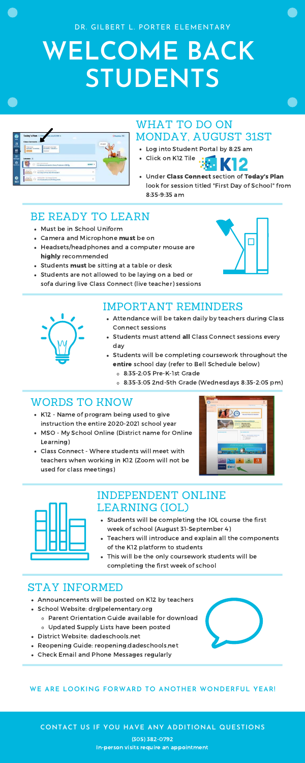DR. GILBERT L. PORTER ELEMENTARY

# WELCOME BACK STUDENTS

## WHAT TO DO ON MONDAY, AUGUST 31ST

- Log into Student Portal by 8:25 am
- Click on K12 Tile
- Under **Class Connect** section of **Today's Plan** look for session titled "First Day of School" from 8:35-9:35 am

## BE READY TO LEARN

- Must be in School Uniform
- Camera and Microphone **must** be on
- Headsets/headphones and a computer mouse are **highly** recommended
- Students **must** be sitting at a table or desk
- Students are not allowed to be laying on a bed or sofa during live Class Connect (live teacher) sessions

## IMPORTANT REMINDERS

- Attendance will be taken daily by teachers during Class Connect sessions
- Students must attend **all** Class Connect sessions every day
- Students will be completing coursework throughout the **entire** school day (refer to Bell Schedule below)
  - 8:35-2:05 Pre-K-1st Grade
  - 8:35-3:05 2nd-5th Grade (Wednesdays 8:35-2:05 pm)

## WORDS TO KNOW

- K12 - Name of program being used to give instruction the entire 2020-2021 school year
- MSO - My School Online (District name for Online Learning)
- Class Connect - Where students will meet with teachers when working in K12 (Zoom will not be used for class meetings)

## INDEPENDENT ONLINE LEARNING (IOL)

- Students will be completing the IOL course the first week of school (August 31-September 4)
- Teachers will introduce and explain all the components of the K12 platform to students
- This will be the only coursework students will be completing the first week of school

## STAY INFORMED

- Announcements will be posted on K12 by teachers
- School Website: drglpelementary.org
  - Parent Orientation Guide available for download
  - Updated Supply Lists have been posted
- District Website: dadeschools.net
- Reopening Guide: reopening.dadeschools.net
- Check Email and Phone Messages regularly

**WE ARE LOOKING FORWARD TO ANOTHER WONDERFUL YEAR!**

**CONTACT US IF YOU HAVE ANY ADDITIONAL QUESTIONS**

(305) 382-0792

In-person visits require an appointment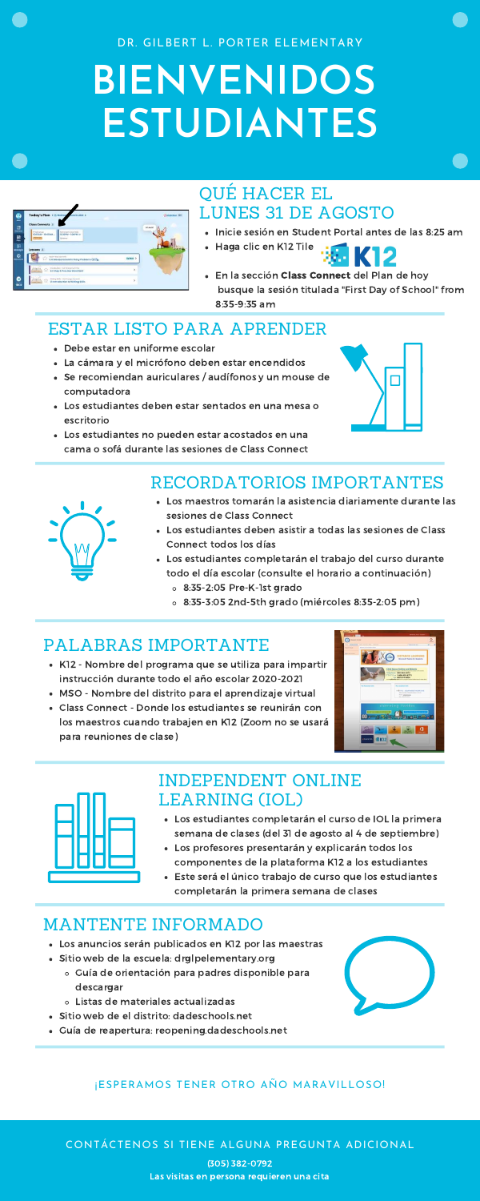DR. GILBERT L. PORTER ELEMENTARY

# BIENVENIDOS ESTUDIANTES

## QUÉ HACER EL LUNES 31 DE AGOSTO

- Inicie sesión en Student Portal antes de las 8:25 am
- Haga clic en K12 Tile
- En la sección **Class Connect** del Plan de hoy busque la sesión titulada "First Day of School" from 8:35-9:35 am

## ESTAR LISTO PARA APRENDER

- Debe estar en uniforme escolar
- La cámara y el micrófono deben estar encendidos
- Se recomiendan auriculares / audífonos y un mouse de computadora
- Los estudiantes deben estar sentados en una mesa o escritorio
- Los estudiantes no pueden estar acostados en una cama o sofá durante las sesiones de Class Connect

## RECORDATORIOS IMPORTANTES

- Los maestros tomarán la asistencia diariamente durante las sesiones de Class Connect
- Los estudiantes deben asistir a todas las sesiones de Class Connect todos los días
- Los estudiantes completarán el trabajo del curso durante todo el día escolar (consulte el horario a continuación)
  - 8:35-2:05 Pre-K-1st grado
  - 8:35-3:05 2nd-5th grado (miércoles 8:35-2:05 pm)

## PALABRAS IMPORTANTE

- K12 - Nombre del programa que se utiliza para impartir instrucción durante todo el año escolar 2020-2021
- MSO - Nombre del distrito para el aprendizaje virtual
- Class Connect - Donde los estudiantes se reunirán con los maestros cuando trabajen en K12 (Zoom no se usará para reuniones de clase)

## INDEPENDENT ONLINE LEARNING (IOL)

- Los estudiantes completarán el curso de IOL la primera semana de clases (del 31 de agosto al 4 de septiembre)
- Los profesores presentarán y explicarán todos los componentes de la plataforma K12 a los estudiantes
- Este será el único trabajo de curso que los estudiantes completarán la primera semana de clases

## MANTENTE INFORMADO

- Los anuncios serán publicados en K12 por las maestras
- Sitio web de la escuela: drglpelementary.org
  - Guía de orientación para padres disponible para descargar
  - Listas de materiales actualizadas
- Sitio web de el distrito: dadeschools.net
- Guía de reapertura: reopening.dadeschools.net

¡ESPERAMOS TENER OTRO AÑO MARAVILLOSO!

CONTÁCTENOS SI TIENE ALGUNA PREGUNTA ADICIONAL

(305) 382-0792

Las visitas en persona requieren una cita